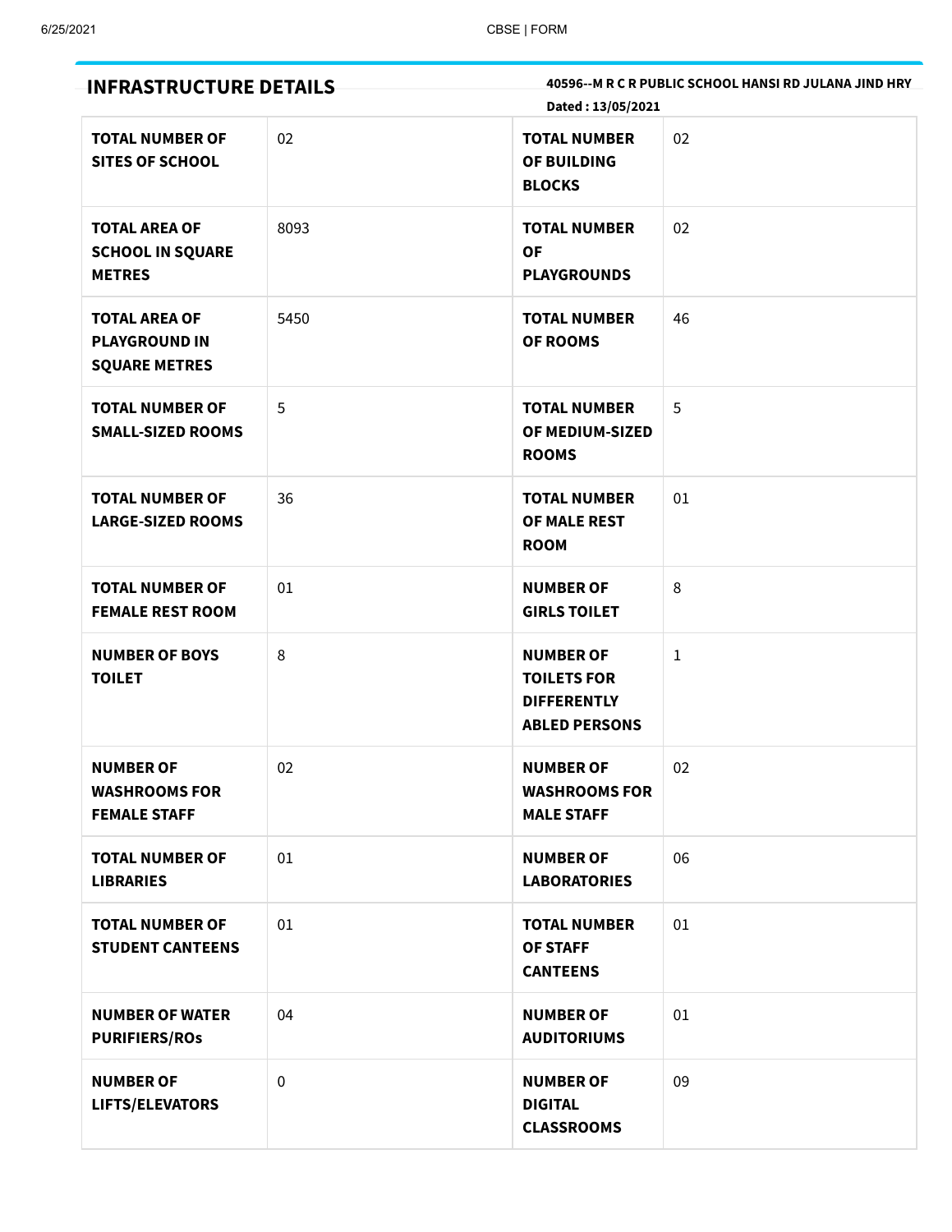## INFRASTRUCTURE DETAILS

**40596--M R C R PUBLIC SCHOOL HANSI RD JULANA JIND HRY**

**Dated : 13/05/2021**

| | | | |
|---|---|---|---|
| **TOTAL NUMBER OF SITES OF SCHOOL** | 02 | **TOTAL NUMBER OF BUILDING BLOCKS** | 02 |
| **TOTAL AREA OF SCHOOL IN SQUARE METRES** | 8093 | **TOTAL NUMBER OF PLAYGROUNDS** | 02 |
| **TOTAL AREA OF PLAYGROUND IN SQUARE METRES** | 5450 | **TOTAL NUMBER OF ROOMS** | 46 |
| **TOTAL NUMBER OF SMALL-SIZED ROOMS** | 5 | **TOTAL NUMBER OF MEDIUM-SIZED ROOMS** | 5 |
| **TOTAL NUMBER OF LARGE-SIZED ROOMS** | 36 | **TOTAL NUMBER OF MALE REST ROOM** | 01 |
| **TOTAL NUMBER OF FEMALE REST ROOM** | 01 | **NUMBER OF GIRLS TOILET** | 8 |
| **NUMBER OF BOYS TOILET** | 8 | **NUMBER OF TOILETS FOR DIFFERENTLY ABLED PERSONS** | 1 |
| **NUMBER OF WASHROOMS FOR FEMALE STAFF** | 02 | **NUMBER OF WASHROOMS FOR MALE STAFF** | 02 |
| **TOTAL NUMBER OF LIBRARIES** | 01 | **NUMBER OF LABORATORIES** | 06 |
| **TOTAL NUMBER OF STUDENT CANTEENS** | 01 | **TOTAL NUMBER OF STAFF CANTEENS** | 01 |
| **NUMBER OF WATER PURIFIERS/ROs** | 04 | **NUMBER OF AUDITORIUMS** | 01 |
| **NUMBER OF LIFTS/ELEVATORS** | 0 | **NUMBER OF DIGITAL CLASSROOMS** | 09 |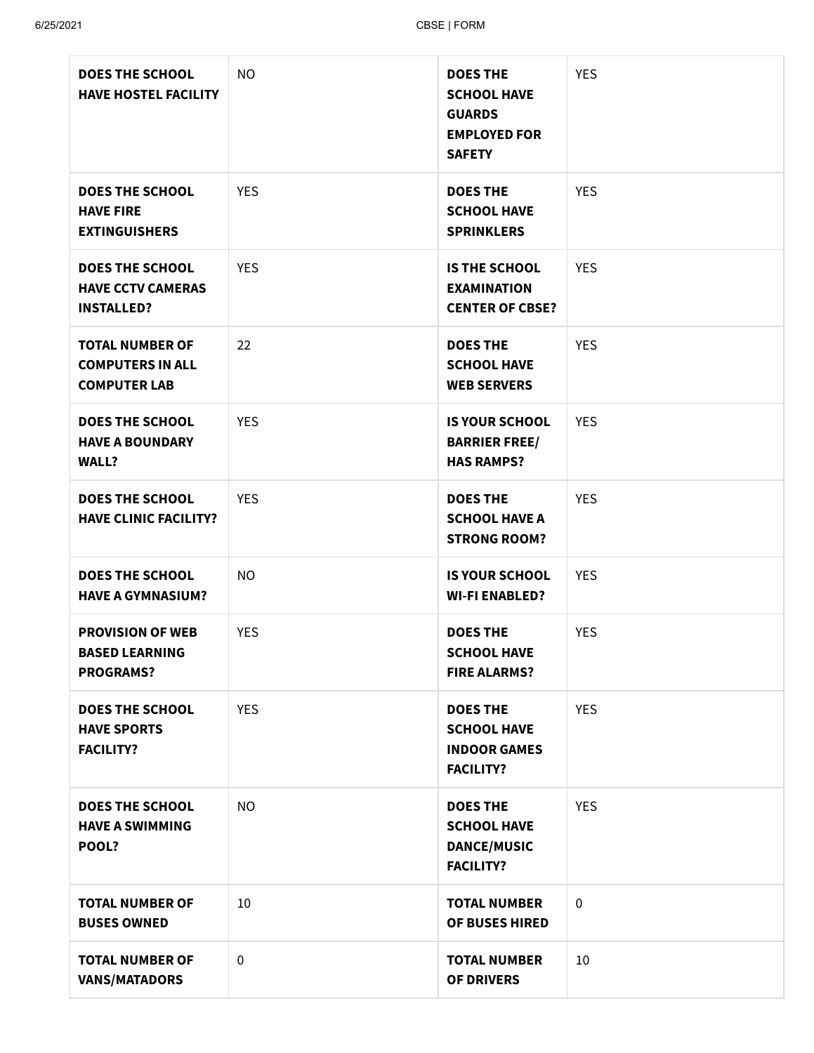| DOES THE SCHOOL HAVE HOSTEL FACILITY | NO | DOES THE SCHOOL HAVE GUARDS EMPLOYED FOR SAFETY | YES |
|---|---|---|---|
| DOES THE SCHOOL HAVE FIRE EXTINGUISHERS | YES | DOES THE SCHOOL HAVE SPRINKLERS | YES |
| DOES THE SCHOOL HAVE CCTV CAMERAS INSTALLED? | YES | IS THE SCHOOL EXAMINATION CENTER OF CBSE? | YES |
| TOTAL NUMBER OF COMPUTERS IN ALL COMPUTER LAB | 22 | DOES THE SCHOOL HAVE WEB SERVERS | YES |
| DOES THE SCHOOL HAVE A BOUNDARY WALL? | YES | IS YOUR SCHOOL BARRIER FREE/ HAS RAMPS? | YES |
| DOES THE SCHOOL HAVE CLINIC FACILITY? | YES | DOES THE SCHOOL HAVE A STRONG ROOM? | YES |
| DOES THE SCHOOL HAVE A GYMNASIUM? | NO | IS YOUR SCHOOL WI-FI ENABLED? | YES |
| PROVISION OF WEB BASED LEARNING PROGRAMS? | YES | DOES THE SCHOOL HAVE FIRE ALARMS? | YES |
| DOES THE SCHOOL HAVE SPORTS FACILITY? | YES | DOES THE SCHOOL HAVE INDOOR GAMES FACILITY? | YES |
| DOES THE SCHOOL HAVE A SWIMMING POOL? | NO | DOES THE SCHOOL HAVE DANCE/MUSIC FACILITY? | YES |
| TOTAL NUMBER OF BUSES OWNED | 10 | TOTAL NUMBER OF BUSES HIRED | 0 |
| TOTAL NUMBER OF VANS/MATADORS | 0 | TOTAL NUMBER OF DRIVERS | 10 |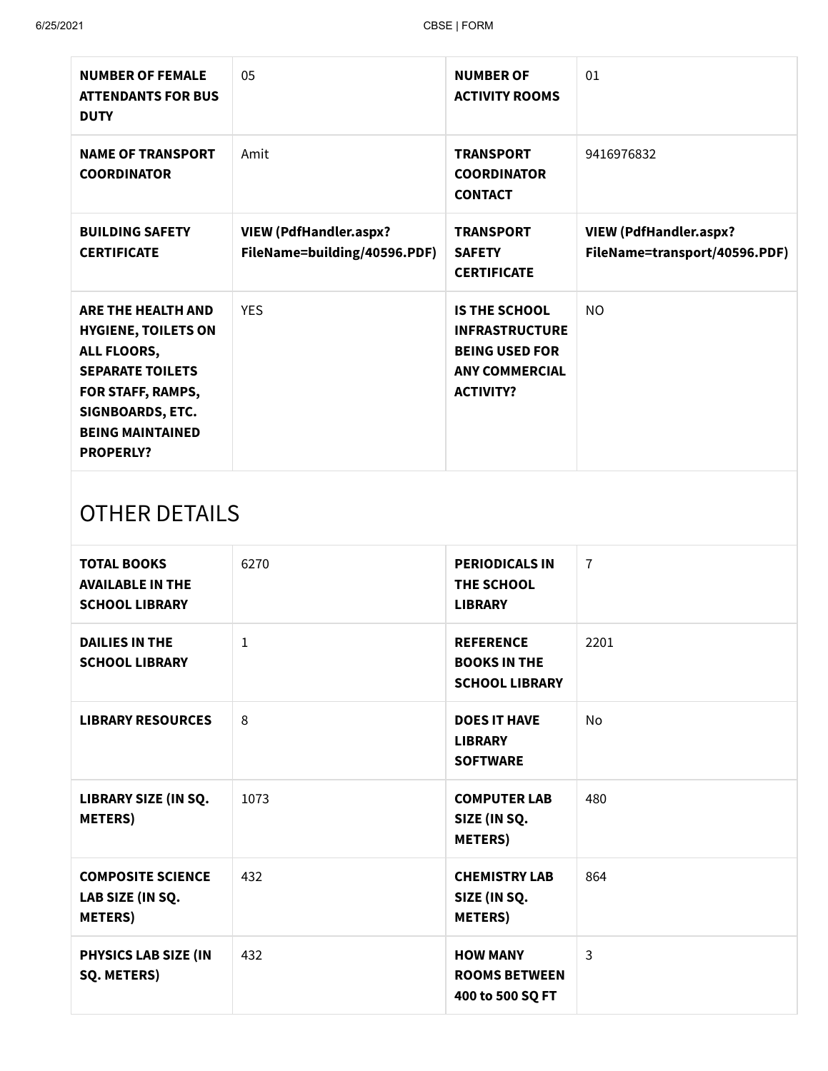| | | | |
|---|---|---|---|
| **NUMBER OF FEMALE ATTENDANTS FOR BUS DUTY** | 05 | **NUMBER OF ACTIVITY ROOMS** | 01 |
| **NAME OF TRANSPORT COORDINATOR** | Amit | **TRANSPORT COORDINATOR CONTACT** | 9416976832 |
| **BUILDING SAFETY CERTIFICATE** | **VIEW (PdfHandler.aspx?FileName=building/40596.PDF)** | **TRANSPORT SAFETY CERTIFICATE** | **VIEW (PdfHandler.aspx?FileName=transport/40596.PDF)** |
| **ARE THE HEALTH AND HYGIENE, TOILETS ON ALL FLOORS, SEPARATE TOILETS FOR STAFF, RAMPS, SIGNBOARDS, ETC. BEING MAINTAINED PROPERLY?** | YES | **IS THE SCHOOL INFRASTRUCTURE BEING USED FOR ANY COMMERCIAL ACTIVITY?** | NO |

## OTHER DETAILS

| | | | |
|---|---|---|---|
| **TOTAL BOOKS AVAILABLE IN THE SCHOOL LIBRARY** | 6270 | **PERIODICALS IN THE SCHOOL LIBRARY** | 7 |
| **DAILIES IN THE SCHOOL LIBRARY** | 1 | **REFERENCE BOOKS IN THE SCHOOL LIBRARY** | 2201 |
| **LIBRARY RESOURCES** | 8 | **DOES IT HAVE LIBRARY SOFTWARE** | No |
| **LIBRARY SIZE (IN SQ. METERS)** | 1073 | **COMPUTER LAB SIZE (IN SQ. METERS)** | 480 |
| **COMPOSITE SCIENCE LAB SIZE (IN SQ. METERS)** | 432 | **CHEMISTRY LAB SIZE (IN SQ. METERS)** | 864 |
| **PHYSICS LAB SIZE (IN SQ. METERS)** | 432 | **HOW MANY ROOMS BETWEEN 400 to 500 SQ FT** | 3 |